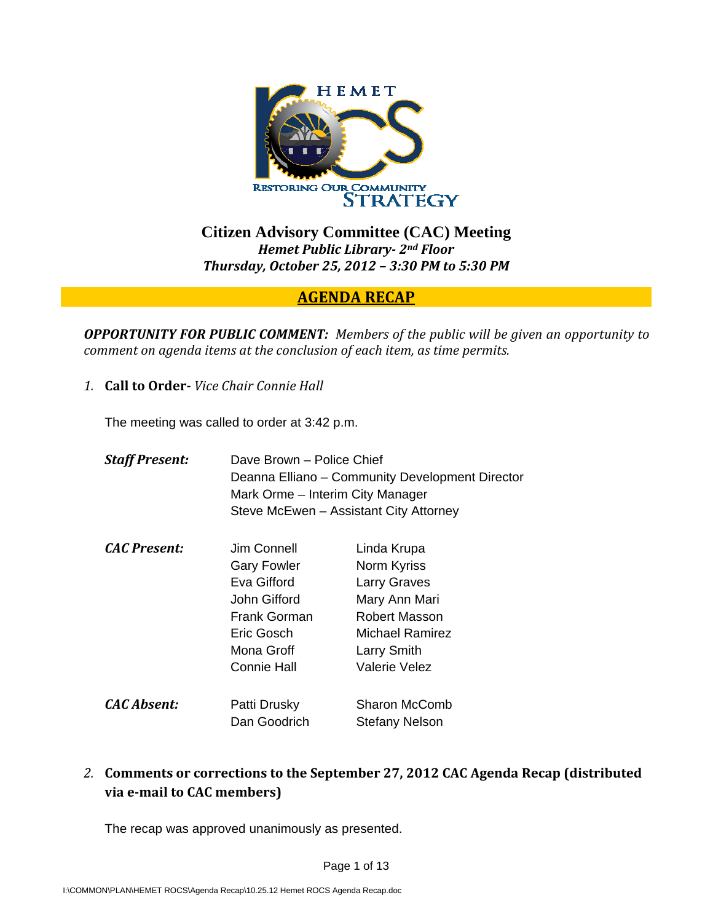# Citizen Advisory Committee (CAC) Meeting

*Hemet Public Library- 2nd Floor*

*Thursday, October 25, 2012 – 3:30 PM to 5:30 PM*

## AGENDA RECAP

***OPPORTUNITY FOR PUBLIC COMMENT:*** *Members of the public will be given an opportunity to comment on agenda items at the conclusion of each item, as time permits.*

1. **Call to Order-** *Vice Chair Connie Hall*

   The meeting was called to order at 3:42 p.m.

   ***Staff Present:***
   - Dave Brown – Police Chief
   - Deanna Elliano – Community Development Director
   - Mark Orme – Interim City Manager
   - Steve McEwen – Assistant City Attorney

   ***CAC Present:***

   | | |
   |---|---|
   | Jim Connell | Linda Krupa |
   | Gary Fowler | Norm Kyriss |
   | Eva Gifford | Larry Graves |
   | John Gifford | Mary Ann Mari |
   | Frank Gorman | Robert Masson |
   | Eric Gosch | Michael Ramirez |
   | Mona Groff | Larry Smith |
   | Connie Hall | Valerie Velez |

   ***CAC Absent:***

   | | |
   |---|---|
   | Patti Drusky | Sharon McComb |
   | Dan Goodrich | Stefany Nelson |

2. **Comments or corrections to the September 27, 2012 CAC Agenda Recap (distributed via e-mail to CAC members)**

   The recap was approved unanimously as presented.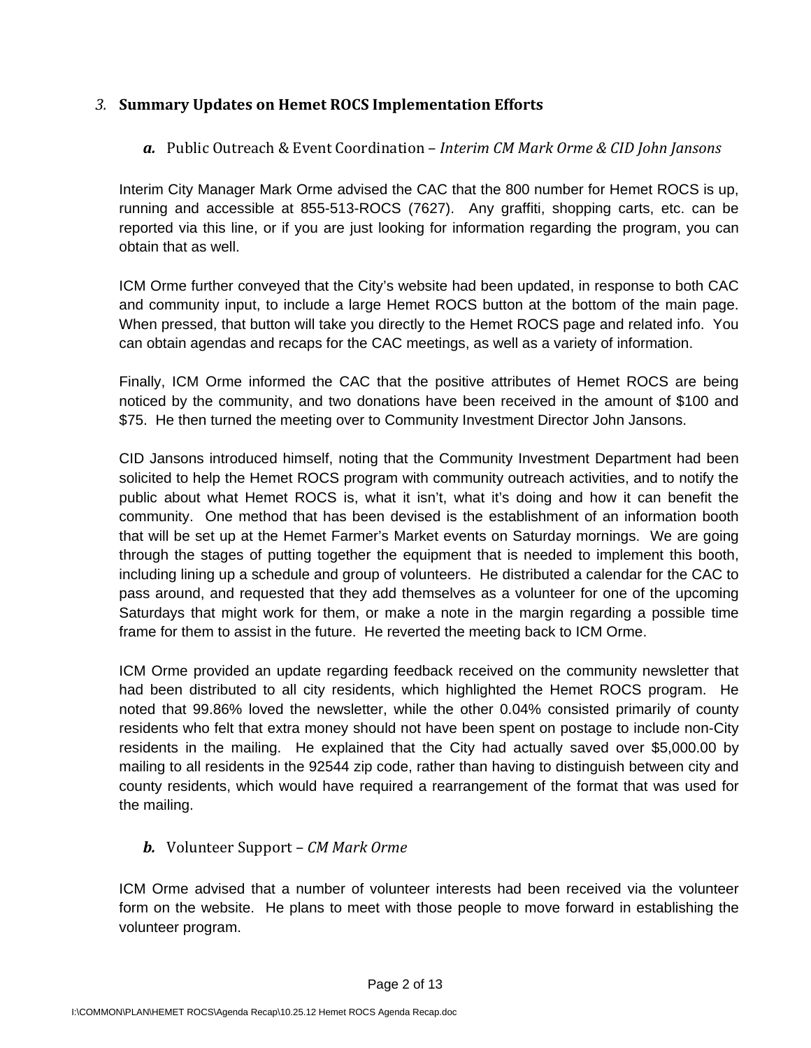### 3. **Summary Updates on Hemet ROCS Implementation Efforts**

#### ***a.*** Public Outreach & Event Coordination – *Interim CM Mark Orme & CID John Jansons*

Interim City Manager Mark Orme advised the CAC that the 800 number for Hemet ROCS is up, running and accessible at 855-513-ROCS (7627). Any graffiti, shopping carts, etc. can be reported via this line, or if you are just looking for information regarding the program, you can obtain that as well.

ICM Orme further conveyed that the City's website had been updated, in response to both CAC and community input, to include a large Hemet ROCS button at the bottom of the main page. When pressed, that button will take you directly to the Hemet ROCS page and related info. You can obtain agendas and recaps for the CAC meetings, as well as a variety of information.

Finally, ICM Orme informed the CAC that the positive attributes of Hemet ROCS are being noticed by the community, and two donations have been received in the amount of $100 and $75. He then turned the meeting over to Community Investment Director John Jansons.

CID Jansons introduced himself, noting that the Community Investment Department had been solicited to help the Hemet ROCS program with community outreach activities, and to notify the public about what Hemet ROCS is, what it isn't, what it's doing and how it can benefit the community. One method that has been devised is the establishment of an information booth that will be set up at the Hemet Farmer's Market events on Saturday mornings. We are going through the stages of putting together the equipment that is needed to implement this booth, including lining up a schedule and group of volunteers. He distributed a calendar for the CAC to pass around, and requested that they add themselves as a volunteer for one of the upcoming Saturdays that might work for them, or make a note in the margin regarding a possible time frame for them to assist in the future. He reverted the meeting back to ICM Orme.

ICM Orme provided an update regarding feedback received on the community newsletter that had been distributed to all city residents, which highlighted the Hemet ROCS program. He noted that 99.86% loved the newsletter, while the other 0.04% consisted primarily of county residents who felt that extra money should not have been spent on postage to include non-City residents in the mailing. He explained that the City had actually saved over $5,000.00 by mailing to all residents in the 92544 zip code, rather than having to distinguish between city and county residents, which would have required a rearrangement of the format that was used for the mailing.

#### ***b.*** Volunteer Support – *CM Mark Orme*

ICM Orme advised that a number of volunteer interests had been received via the volunteer form on the website. He plans to meet with those people to move forward in establishing the volunteer program.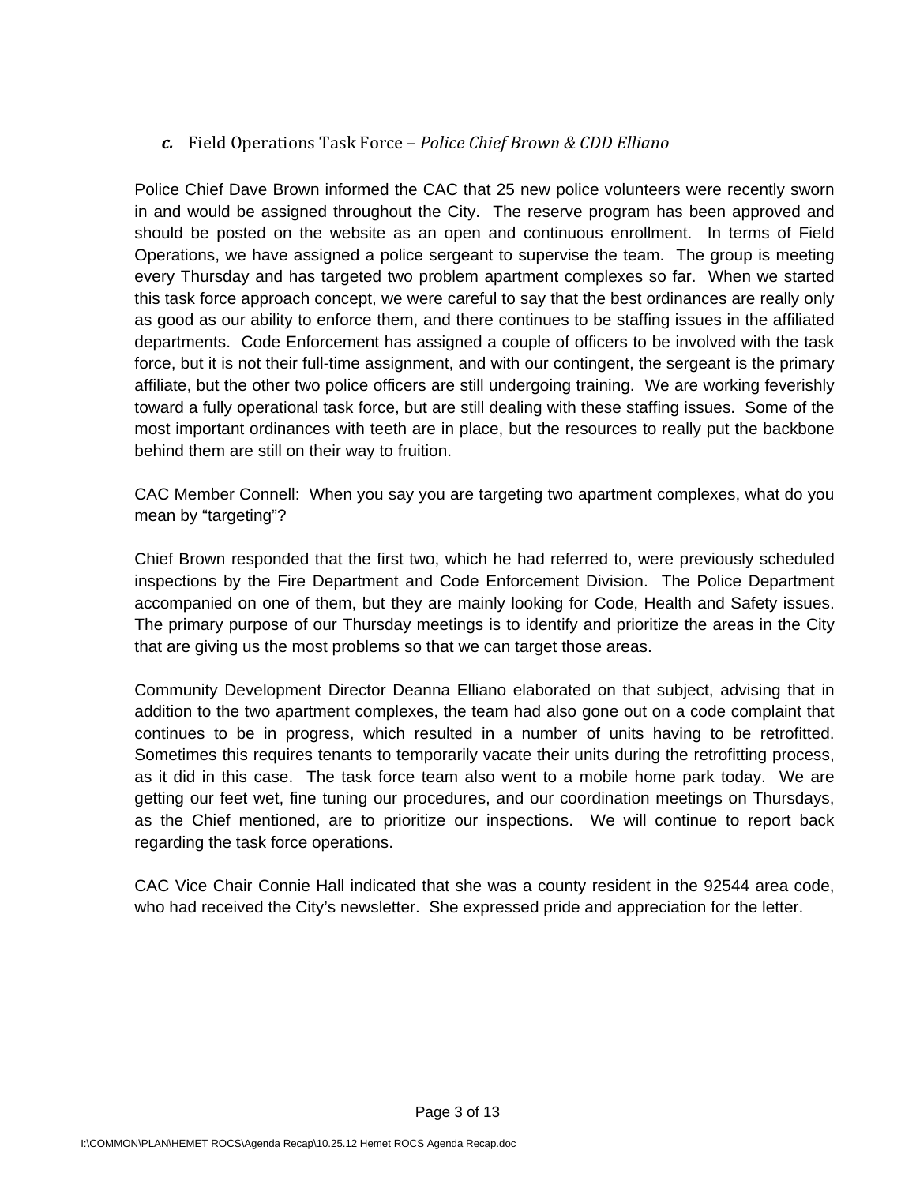### *c.* Field Operations Task Force – *Police Chief Brown & CDD Elliano*

Police Chief Dave Brown informed the CAC that 25 new police volunteers were recently sworn in and would be assigned throughout the City. The reserve program has been approved and should be posted on the website as an open and continuous enrollment. In terms of Field Operations, we have assigned a police sergeant to supervise the team. The group is meeting every Thursday and has targeted two problem apartment complexes so far. When we started this task force approach concept, we were careful to say that the best ordinances are really only as good as our ability to enforce them, and there continues to be staffing issues in the affiliated departments. Code Enforcement has assigned a couple of officers to be involved with the task force, but it is not their full-time assignment, and with our contingent, the sergeant is the primary affiliate, but the other two police officers are still undergoing training. We are working feverishly toward a fully operational task force, but are still dealing with these staffing issues. Some of the most important ordinances with teeth are in place, but the resources to really put the backbone behind them are still on their way to fruition.

CAC Member Connell: When you say you are targeting two apartment complexes, what do you mean by "targeting"?

Chief Brown responded that the first two, which he had referred to, were previously scheduled inspections by the Fire Department and Code Enforcement Division. The Police Department accompanied on one of them, but they are mainly looking for Code, Health and Safety issues. The primary purpose of our Thursday meetings is to identify and prioritize the areas in the City that are giving us the most problems so that we can target those areas.

Community Development Director Deanna Elliano elaborated on that subject, advising that in addition to the two apartment complexes, the team had also gone out on a code complaint that continues to be in progress, which resulted in a number of units having to be retrofitted. Sometimes this requires tenants to temporarily vacate their units during the retrofitting process, as it did in this case. The task force team also went to a mobile home park today. We are getting our feet wet, fine tuning our procedures, and our coordination meetings on Thursdays, as the Chief mentioned, are to prioritize our inspections. We will continue to report back regarding the task force operations.

CAC Vice Chair Connie Hall indicated that she was a county resident in the 92544 area code, who had received the City's newsletter. She expressed pride and appreciation for the letter.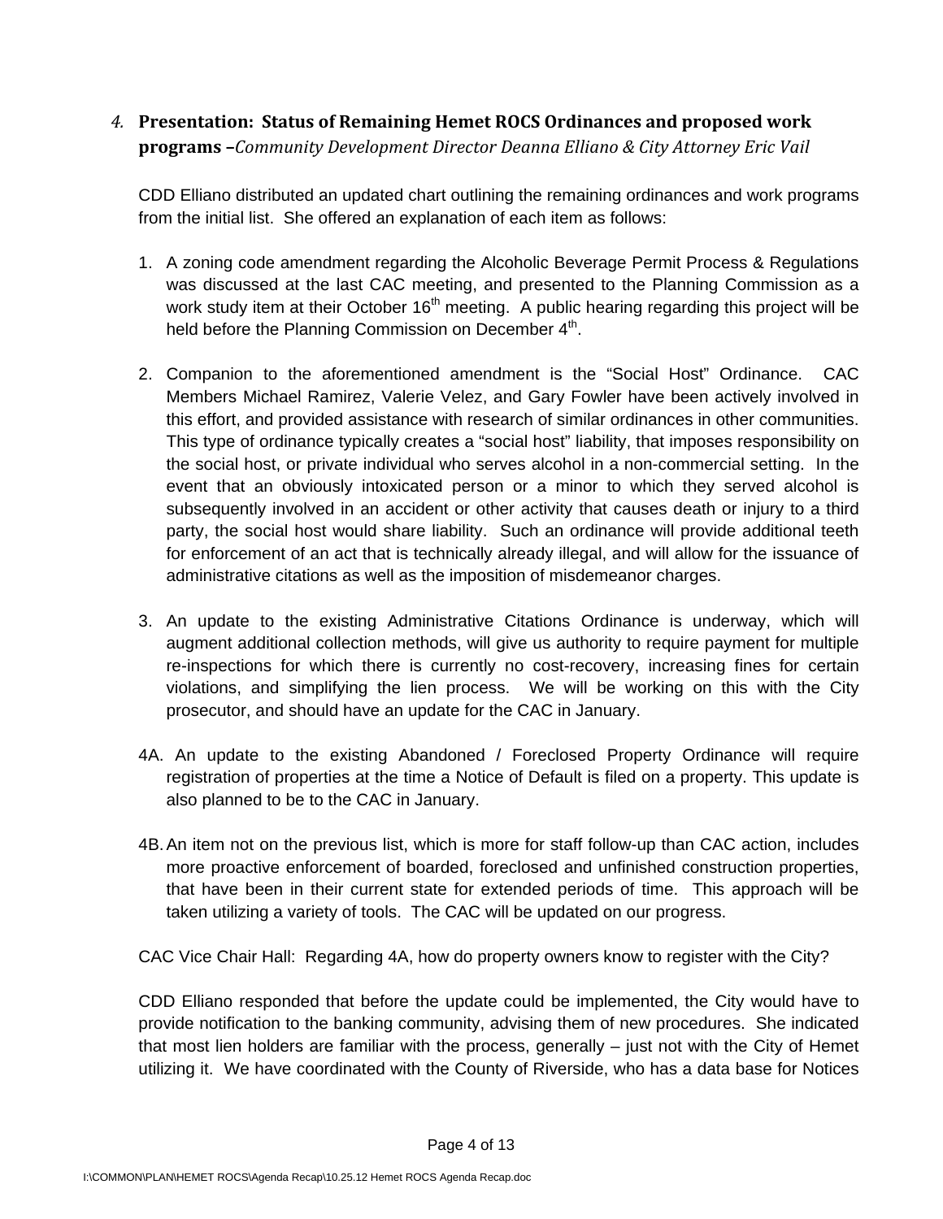4. **Presentation: Status of Remaining Hemet ROCS Ordinances and proposed work programs –***Community Development Director Deanna Elliano & City Attorney Eric Vail*

CDD Elliano distributed an updated chart outlining the remaining ordinances and work programs from the initial list. She offered an explanation of each item as follows:

1. A zoning code amendment regarding the Alcoholic Beverage Permit Process & Regulations was discussed at the last CAC meeting, and presented to the Planning Commission as a work study item at their October 16th meeting. A public hearing regarding this project will be held before the Planning Commission on December 4th.

2. Companion to the aforementioned amendment is the "Social Host" Ordinance. CAC Members Michael Ramirez, Valerie Velez, and Gary Fowler have been actively involved in this effort, and provided assistance with research of similar ordinances in other communities. This type of ordinance typically creates a "social host" liability, that imposes responsibility on the social host, or private individual who serves alcohol in a non-commercial setting. In the event that an obviously intoxicated person or a minor to which they served alcohol is subsequently involved in an accident or other activity that causes death or injury to a third party, the social host would share liability. Such an ordinance will provide additional teeth for enforcement of an act that is technically already illegal, and will allow for the issuance of administrative citations as well as the imposition of misdemeanor charges.

3. An update to the existing Administrative Citations Ordinance is underway, which will augment additional collection methods, will give us authority to require payment for multiple re-inspections for which there is currently no cost-recovery, increasing fines for certain violations, and simplifying the lien process. We will be working on this with the City prosecutor, and should have an update for the CAC in January.

4A. An update to the existing Abandoned / Foreclosed Property Ordinance will require registration of properties at the time a Notice of Default is filed on a property. This update is also planned to be to the CAC in January.

4B. An item not on the previous list, which is more for staff follow-up than CAC action, includes more proactive enforcement of boarded, foreclosed and unfinished construction properties, that have been in their current state for extended periods of time. This approach will be taken utilizing a variety of tools. The CAC will be updated on our progress.

CAC Vice Chair Hall: Regarding 4A, how do property owners know to register with the City?

CDD Elliano responded that before the update could be implemented, the City would have to provide notification to the banking community, advising them of new procedures. She indicated that most lien holders are familiar with the process, generally – just not with the City of Hemet utilizing it. We have coordinated with the County of Riverside, who has a data base for Notices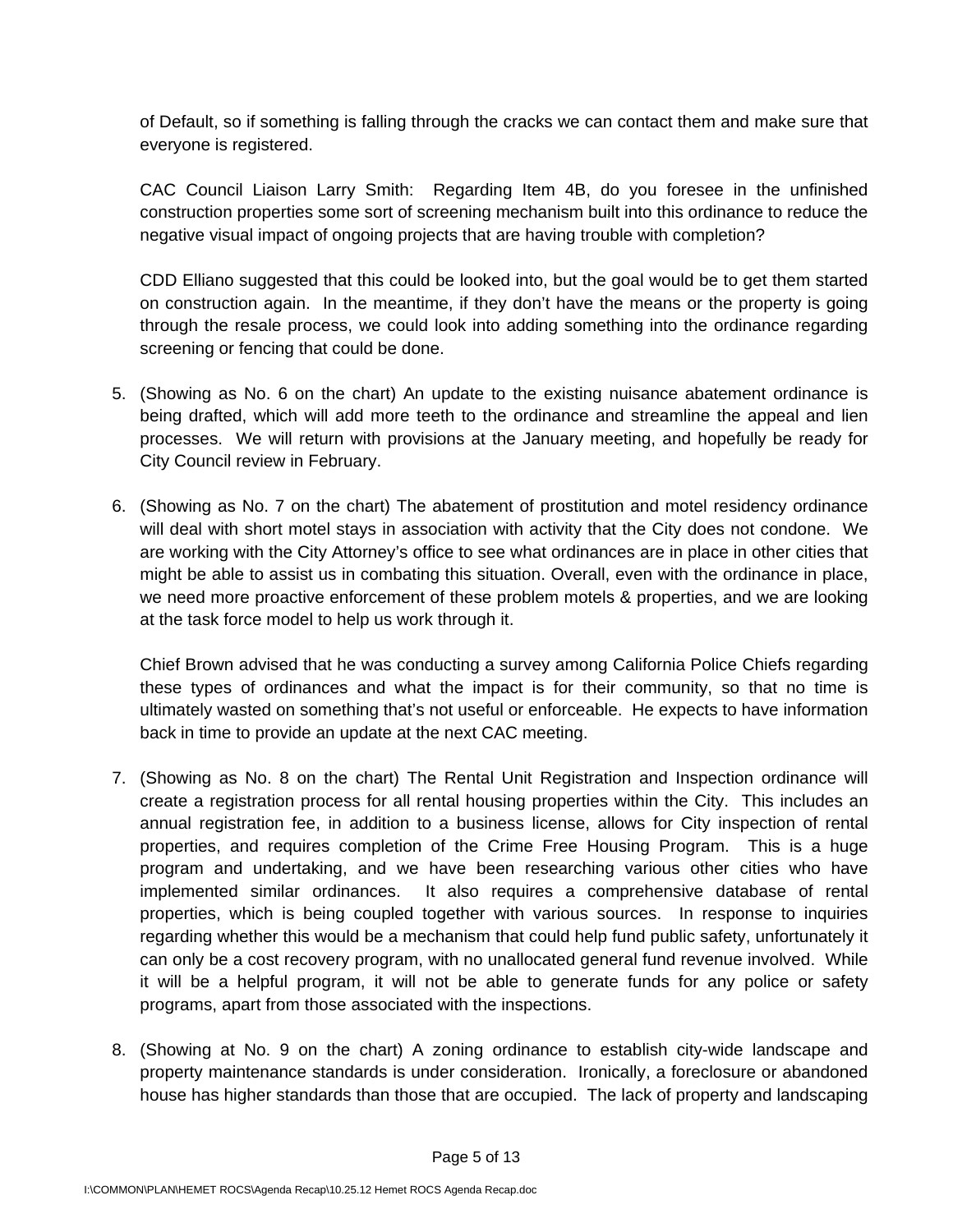of Default, so if something is falling through the cracks we can contact them and make sure that everyone is registered.

CAC Council Liaison Larry Smith: Regarding Item 4B, do you foresee in the unfinished construction properties some sort of screening mechanism built into this ordinance to reduce the negative visual impact of ongoing projects that are having trouble with completion?

CDD Elliano suggested that this could be looked into, but the goal would be to get them started on construction again. In the meantime, if they don't have the means or the property is going through the resale process, we could look into adding something into the ordinance regarding screening or fencing that could be done.

5. (Showing as No. 6 on the chart) An update to the existing nuisance abatement ordinance is being drafted, which will add more teeth to the ordinance and streamline the appeal and lien processes. We will return with provisions at the January meeting, and hopefully be ready for City Council review in February.

6. (Showing as No. 7 on the chart) The abatement of prostitution and motel residency ordinance will deal with short motel stays in association with activity that the City does not condone. We are working with the City Attorney's office to see what ordinances are in place in other cities that might be able to assist us in combating this situation. Overall, even with the ordinance in place, we need more proactive enforcement of these problem motels & properties, and we are looking at the task force model to help us work through it.

   Chief Brown advised that he was conducting a survey among California Police Chiefs regarding these types of ordinances and what the impact is for their community, so that no time is ultimately wasted on something that's not useful or enforceable. He expects to have information back in time to provide an update at the next CAC meeting.

7. (Showing as No. 8 on the chart) The Rental Unit Registration and Inspection ordinance will create a registration process for all rental housing properties within the City. This includes an annual registration fee, in addition to a business license, allows for City inspection of rental properties, and requires completion of the Crime Free Housing Program. This is a huge program and undertaking, and we have been researching various other cities who have implemented similar ordinances. It also requires a comprehensive database of rental properties, which is being coupled together with various sources. In response to inquiries regarding whether this would be a mechanism that could help fund public safety, unfortunately it can only be a cost recovery program, with no unallocated general fund revenue involved. While it will be a helpful program, it will not be able to generate funds for any police or safety programs, apart from those associated with the inspections.

8. (Showing at No. 9 on the chart) A zoning ordinance to establish city-wide landscape and property maintenance standards is under consideration. Ironically, a foreclosure or abandoned house has higher standards than those that are occupied. The lack of property and landscaping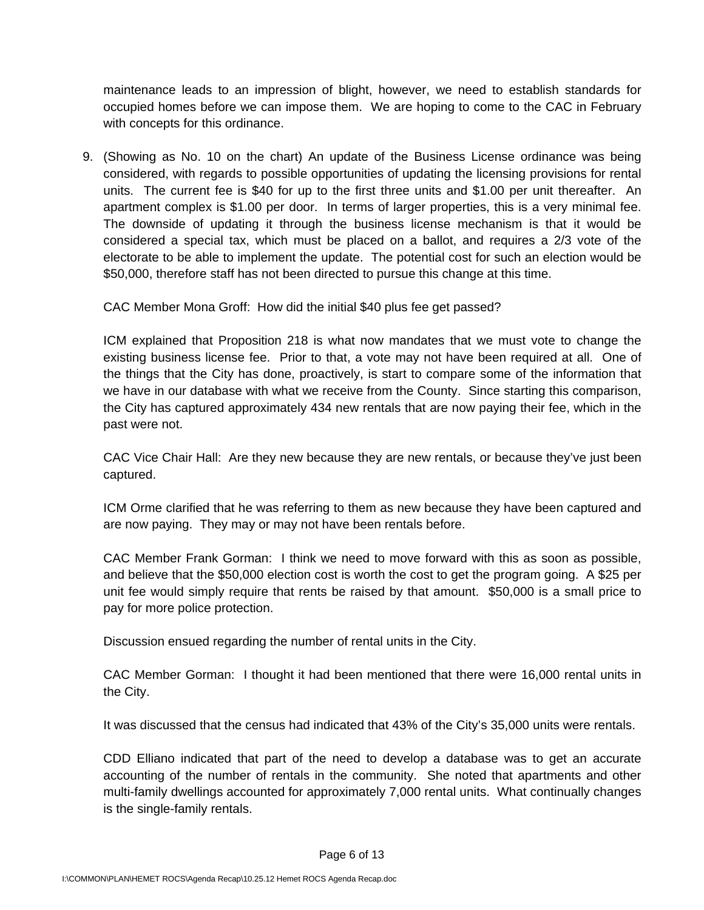maintenance leads to an impression of blight, however, we need to establish standards for occupied homes before we can impose them. We are hoping to come to the CAC in February with concepts for this ordinance.

9. (Showing as No. 10 on the chart) An update of the Business License ordinance was being considered, with regards to possible opportunities of updating the licensing provisions for rental units. The current fee is $40 for up to the first three units and $1.00 per unit thereafter. An apartment complex is $1.00 per door. In terms of larger properties, this is a very minimal fee. The downside of updating it through the business license mechanism is that it would be considered a special tax, which must be placed on a ballot, and requires a 2/3 vote of the electorate to be able to implement the update. The potential cost for such an election would be $50,000, therefore staff has not been directed to pursue this change at this time.

   CAC Member Mona Groff: How did the initial $40 plus fee get passed?

   ICM explained that Proposition 218 is what now mandates that we must vote to change the existing business license fee. Prior to that, a vote may not have been required at all. One of the things that the City has done, proactively, is start to compare some of the information that we have in our database with what we receive from the County. Since starting this comparison, the City has captured approximately 434 new rentals that are now paying their fee, which in the past were not.

   CAC Vice Chair Hall: Are they new because they are new rentals, or because they've just been captured.

   ICM Orme clarified that he was referring to them as new because they have been captured and are now paying. They may or may not have been rentals before.

   CAC Member Frank Gorman: I think we need to move forward with this as soon as possible, and believe that the $50,000 election cost is worth the cost to get the program going. A $25 per unit fee would simply require that rents be raised by that amount. $50,000 is a small price to pay for more police protection.

   Discussion ensued regarding the number of rental units in the City.

   CAC Member Gorman: I thought it had been mentioned that there were 16,000 rental units in the City.

   It was discussed that the census had indicated that 43% of the City's 35,000 units were rentals.

   CDD Elliano indicated that part of the need to develop a database was to get an accurate accounting of the number of rentals in the community. She noted that apartments and other multi-family dwellings accounted for approximately 7,000 rental units. What continually changes is the single-family rentals.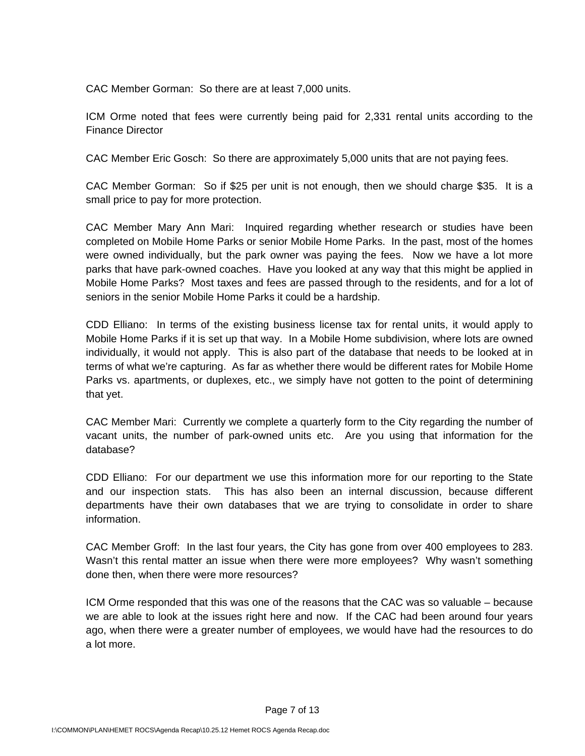CAC Member Gorman: So there are at least 7,000 units.

ICM Orme noted that fees were currently being paid for 2,331 rental units according to the Finance Director

CAC Member Eric Gosch: So there are approximately 5,000 units that are not paying fees.

CAC Member Gorman: So if $25 per unit is not enough, then we should charge $35. It is a small price to pay for more protection.

CAC Member Mary Ann Mari: Inquired regarding whether research or studies have been completed on Mobile Home Parks or senior Mobile Home Parks. In the past, most of the homes were owned individually, but the park owner was paying the fees. Now we have a lot more parks that have park-owned coaches. Have you looked at any way that this might be applied in Mobile Home Parks? Most taxes and fees are passed through to the residents, and for a lot of seniors in the senior Mobile Home Parks it could be a hardship.

CDD Elliano: In terms of the existing business license tax for rental units, it would apply to Mobile Home Parks if it is set up that way. In a Mobile Home subdivision, where lots are owned individually, it would not apply. This is also part of the database that needs to be looked at in terms of what we're capturing. As far as whether there would be different rates for Mobile Home Parks vs. apartments, or duplexes, etc., we simply have not gotten to the point of determining that yet.

CAC Member Mari: Currently we complete a quarterly form to the City regarding the number of vacant units, the number of park-owned units etc. Are you using that information for the database?

CDD Elliano: For our department we use this information more for our reporting to the State and our inspection stats. This has also been an internal discussion, because different departments have their own databases that we are trying to consolidate in order to share information.

CAC Member Groff: In the last four years, the City has gone from over 400 employees to 283. Wasn't this rental matter an issue when there were more employees? Why wasn't something done then, when there were more resources?

ICM Orme responded that this was one of the reasons that the CAC was so valuable – because we are able to look at the issues right here and now. If the CAC had been around four years ago, when there were a greater number of employees, we would have had the resources to do a lot more.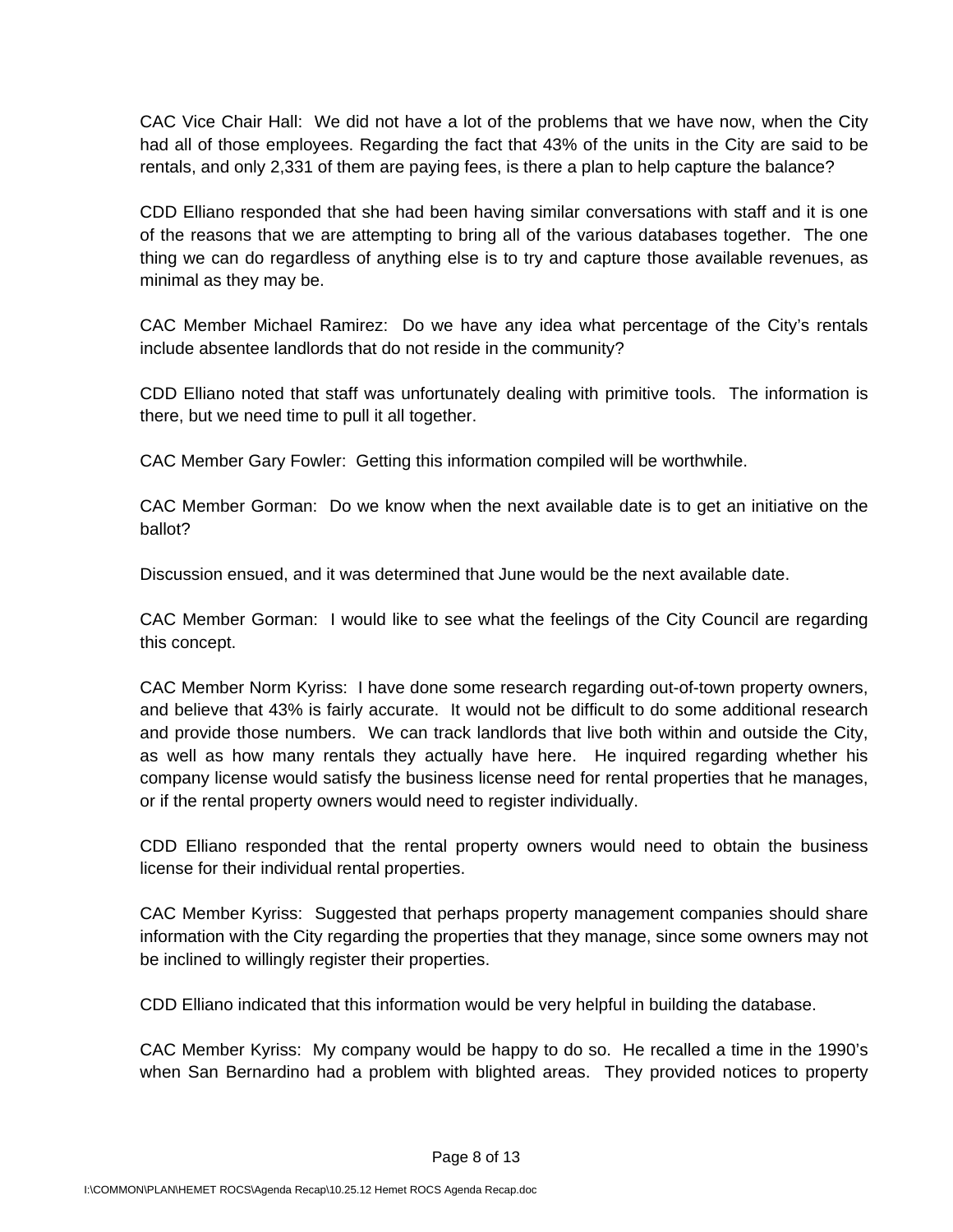CAC Vice Chair Hall: We did not have a lot of the problems that we have now, when the City had all of those employees. Regarding the fact that 43% of the units in the City are said to be rentals, and only 2,331 of them are paying fees, is there a plan to help capture the balance?

CDD Elliano responded that she had been having similar conversations with staff and it is one of the reasons that we are attempting to bring all of the various databases together. The one thing we can do regardless of anything else is to try and capture those available revenues, as minimal as they may be.

CAC Member Michael Ramirez: Do we have any idea what percentage of the City's rentals include absentee landlords that do not reside in the community?

CDD Elliano noted that staff was unfortunately dealing with primitive tools. The information is there, but we need time to pull it all together.

CAC Member Gary Fowler: Getting this information compiled will be worthwhile.

CAC Member Gorman: Do we know when the next available date is to get an initiative on the ballot?

Discussion ensued, and it was determined that June would be the next available date.

CAC Member Gorman: I would like to see what the feelings of the City Council are regarding this concept.

CAC Member Norm Kyriss: I have done some research regarding out-of-town property owners, and believe that 43% is fairly accurate. It would not be difficult to do some additional research and provide those numbers. We can track landlords that live both within and outside the City, as well as how many rentals they actually have here. He inquired regarding whether his company license would satisfy the business license need for rental properties that he manages, or if the rental property owners would need to register individually.

CDD Elliano responded that the rental property owners would need to obtain the business license for their individual rental properties.

CAC Member Kyriss: Suggested that perhaps property management companies should share information with the City regarding the properties that they manage, since some owners may not be inclined to willingly register their properties.

CDD Elliano indicated that this information would be very helpful in building the database.

CAC Member Kyriss: My company would be happy to do so. He recalled a time in the 1990's when San Bernardino had a problem with blighted areas. They provided notices to property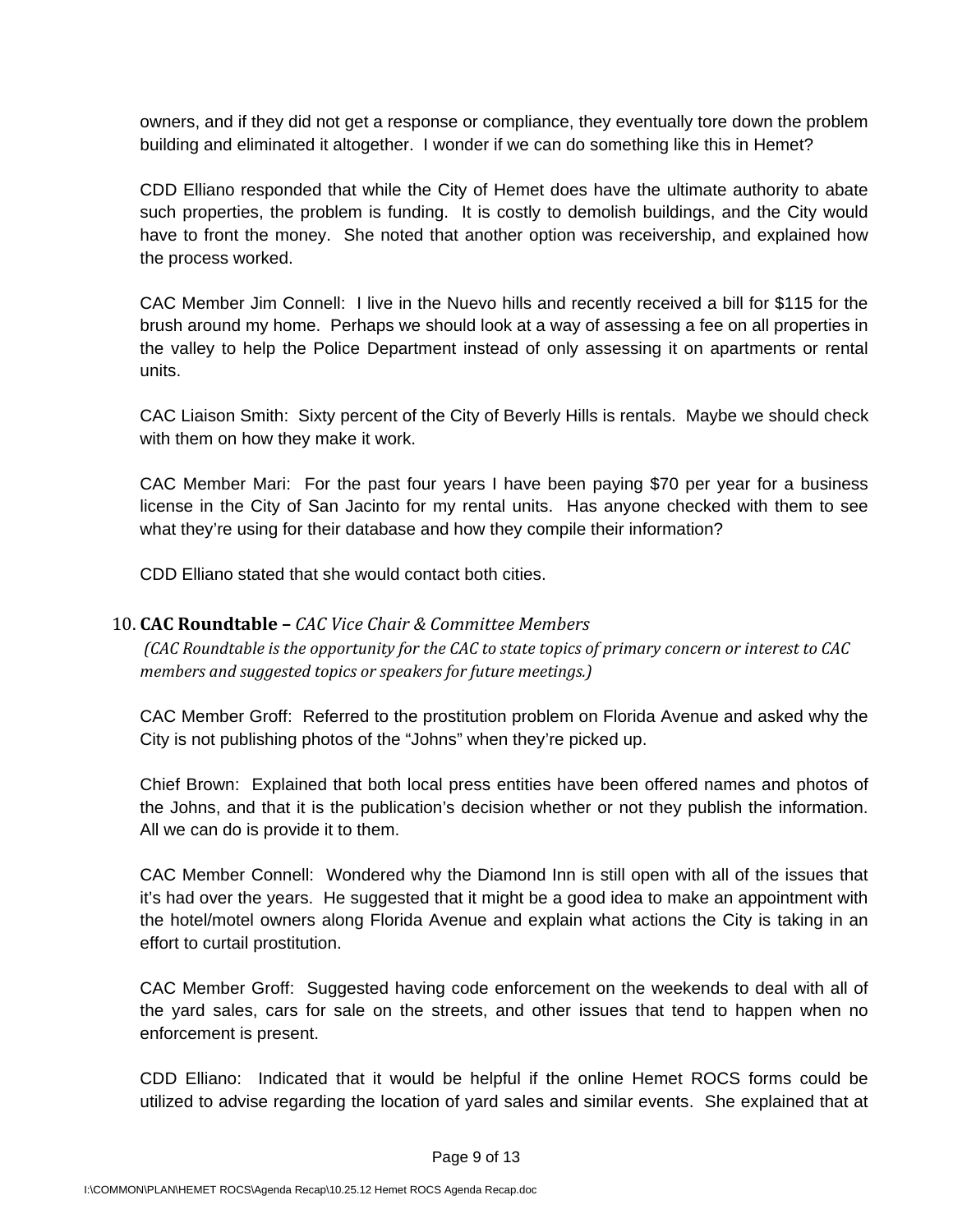owners, and if they did not get a response or compliance, they eventually tore down the problem building and eliminated it altogether. I wonder if we can do something like this in Hemet?

CDD Elliano responded that while the City of Hemet does have the ultimate authority to abate such properties, the problem is funding. It is costly to demolish buildings, and the City would have to front the money. She noted that another option was receivership, and explained how the process worked.

CAC Member Jim Connell: I live in the Nuevo hills and recently received a bill for $115 for the brush around my home. Perhaps we should look at a way of assessing a fee on all properties in the valley to help the Police Department instead of only assessing it on apartments or rental units.

CAC Liaison Smith: Sixty percent of the City of Beverly Hills is rentals. Maybe we should check with them on how they make it work.

CAC Member Mari: For the past four years I have been paying $70 per year for a business license in the City of San Jacinto for my rental units. Has anyone checked with them to see what they're using for their database and how they compile their information?

CDD Elliano stated that she would contact both cities.

10. **CAC Roundtable –** *CAC Vice Chair & Committee Members*
 *(CAC Roundtable is the opportunity for the CAC to state topics of primary concern or interest to CAC members and suggested topics or speakers for future meetings.)*

CAC Member Groff: Referred to the prostitution problem on Florida Avenue and asked why the City is not publishing photos of the "Johns" when they're picked up.

Chief Brown: Explained that both local press entities have been offered names and photos of the Johns, and that it is the publication's decision whether or not they publish the information. All we can do is provide it to them.

CAC Member Connell: Wondered why the Diamond Inn is still open with all of the issues that it's had over the years. He suggested that it might be a good idea to make an appointment with the hotel/motel owners along Florida Avenue and explain what actions the City is taking in an effort to curtail prostitution.

CAC Member Groff: Suggested having code enforcement on the weekends to deal with all of the yard sales, cars for sale on the streets, and other issues that tend to happen when no enforcement is present.

CDD Elliano: Indicated that it would be helpful if the online Hemet ROCS forms could be utilized to advise regarding the location of yard sales and similar events. She explained that at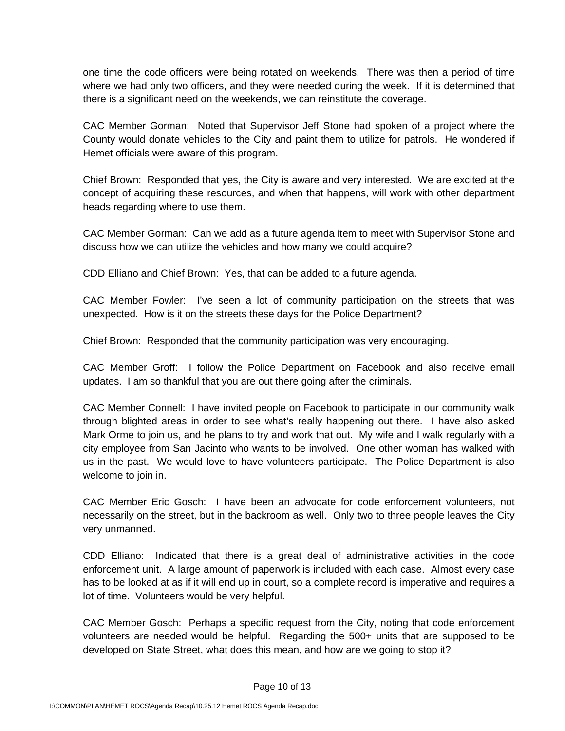one time the code officers were being rotated on weekends. There was then a period of time where we had only two officers, and they were needed during the week. If it is determined that there is a significant need on the weekends, we can reinstitute the coverage.

CAC Member Gorman: Noted that Supervisor Jeff Stone had spoken of a project where the County would donate vehicles to the City and paint them to utilize for patrols. He wondered if Hemet officials were aware of this program.

Chief Brown: Responded that yes, the City is aware and very interested. We are excited at the concept of acquiring these resources, and when that happens, will work with other department heads regarding where to use them.

CAC Member Gorman: Can we add as a future agenda item to meet with Supervisor Stone and discuss how we can utilize the vehicles and how many we could acquire?

CDD Elliano and Chief Brown: Yes, that can be added to a future agenda.

CAC Member Fowler: I've seen a lot of community participation on the streets that was unexpected. How is it on the streets these days for the Police Department?

Chief Brown: Responded that the community participation was very encouraging.

CAC Member Groff: I follow the Police Department on Facebook and also receive email updates. I am so thankful that you are out there going after the criminals.

CAC Member Connell: I have invited people on Facebook to participate in our community walk through blighted areas in order to see what's really happening out there. I have also asked Mark Orme to join us, and he plans to try and work that out. My wife and I walk regularly with a city employee from San Jacinto who wants to be involved. One other woman has walked with us in the past. We would love to have volunteers participate. The Police Department is also welcome to join in.

CAC Member Eric Gosch: I have been an advocate for code enforcement volunteers, not necessarily on the street, but in the backroom as well. Only two to three people leaves the City very unmanned.

CDD Elliano: Indicated that there is a great deal of administrative activities in the code enforcement unit. A large amount of paperwork is included with each case. Almost every case has to be looked at as if it will end up in court, so a complete record is imperative and requires a lot of time. Volunteers would be very helpful.

CAC Member Gosch: Perhaps a specific request from the City, noting that code enforcement volunteers are needed would be helpful. Regarding the 500+ units that are supposed to be developed on State Street, what does this mean, and how are we going to stop it?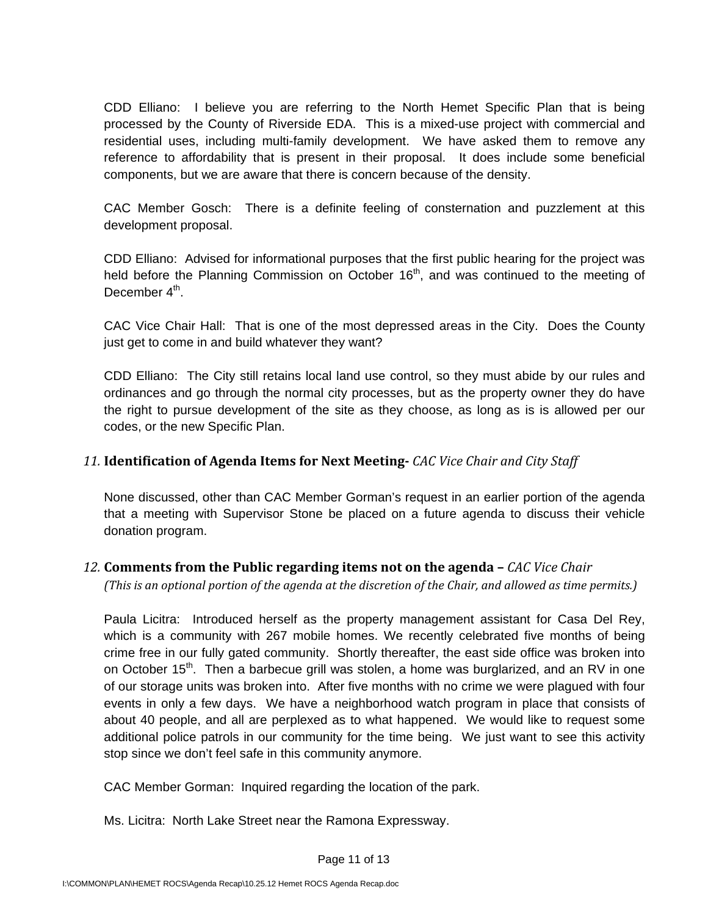CDD Elliano: I believe you are referring to the North Hemet Specific Plan that is being processed by the County of Riverside EDA. This is a mixed-use project with commercial and residential uses, including multi-family development. We have asked them to remove any reference to affordability that is present in their proposal. It does include some beneficial components, but we are aware that there is concern because of the density.

CAC Member Gosch: There is a definite feeling of consternation and puzzlement at this development proposal.

CDD Elliano: Advised for informational purposes that the first public hearing for the project was held before the Planning Commission on October 16th, and was continued to the meeting of December 4th.

CAC Vice Chair Hall: That is one of the most depressed areas in the City. Does the County just get to come in and build whatever they want?

CDD Elliano: The City still retains local land use control, so they must abide by our rules and ordinances and go through the normal city processes, but as the property owner they do have the right to pursue development of the site as they choose, as long as is is allowed per our codes, or the new Specific Plan.

### 11. **Identification of Agenda Items for Next Meeting-** *CAC Vice Chair and City Staff*

None discussed, other than CAC Member Gorman's request in an earlier portion of the agenda that a meeting with Supervisor Stone be placed on a future agenda to discuss their vehicle donation program.

### 12. **Comments from the Public regarding items not on the agenda –** *CAC Vice Chair*

*(This is an optional portion of the agenda at the discretion of the Chair, and allowed as time permits.)*

Paula Licitra: Introduced herself as the property management assistant for Casa Del Rey, which is a community with 267 mobile homes. We recently celebrated five months of being crime free in our fully gated community. Shortly thereafter, the east side office was broken into on October 15th. Then a barbecue grill was stolen, a home was burglarized, and an RV in one of our storage units was broken into. After five months with no crime we were plagued with four events in only a few days. We have a neighborhood watch program in place that consists of about 40 people, and all are perplexed as to what happened. We would like to request some additional police patrols in our community for the time being. We just want to see this activity stop since we don't feel safe in this community anymore.

CAC Member Gorman: Inquired regarding the location of the park.

Ms. Licitra: North Lake Street near the Ramona Expressway.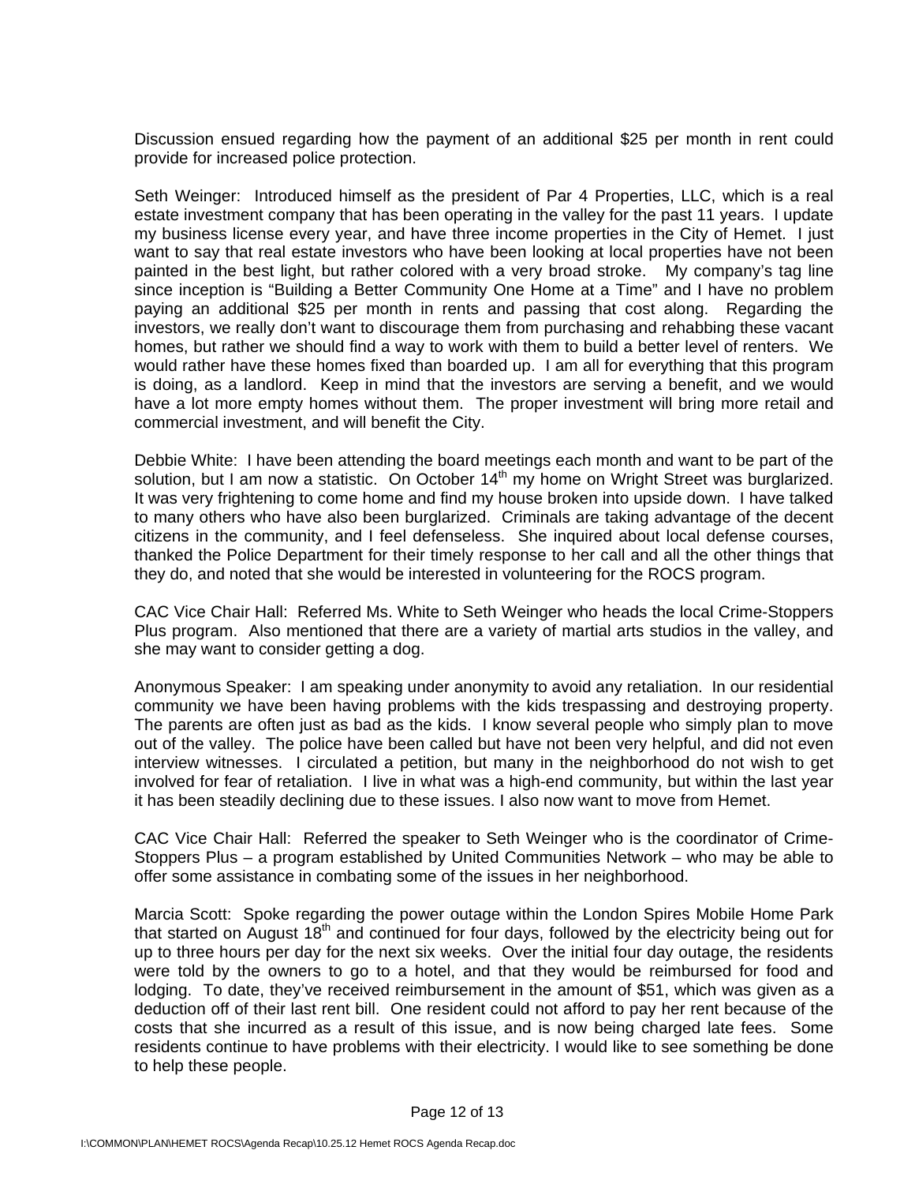Discussion ensued regarding how the payment of an additional $25 per month in rent could provide for increased police protection.

Seth Weinger: Introduced himself as the president of Par 4 Properties, LLC, which is a real estate investment company that has been operating in the valley for the past 11 years. I update my business license every year, and have three income properties in the City of Hemet. I just want to say that real estate investors who have been looking at local properties have not been painted in the best light, but rather colored with a very broad stroke. My company's tag line since inception is "Building a Better Community One Home at a Time" and I have no problem paying an additional $25 per month in rents and passing that cost along. Regarding the investors, we really don't want to discourage them from purchasing and rehabbing these vacant homes, but rather we should find a way to work with them to build a better level of renters. We would rather have these homes fixed than boarded up. I am all for everything that this program is doing, as a landlord. Keep in mind that the investors are serving a benefit, and we would have a lot more empty homes without them. The proper investment will bring more retail and commercial investment, and will benefit the City.

Debbie White: I have been attending the board meetings each month and want to be part of the solution, but I am now a statistic. On October 14th my home on Wright Street was burglarized. It was very frightening to come home and find my house broken into upside down. I have talked to many others who have also been burglarized. Criminals are taking advantage of the decent citizens in the community, and I feel defenseless. She inquired about local defense courses, thanked the Police Department for their timely response to her call and all the other things that they do, and noted that she would be interested in volunteering for the ROCS program.

CAC Vice Chair Hall: Referred Ms. White to Seth Weinger who heads the local Crime-Stoppers Plus program. Also mentioned that there are a variety of martial arts studios in the valley, and she may want to consider getting a dog.

Anonymous Speaker: I am speaking under anonymity to avoid any retaliation. In our residential community we have been having problems with the kids trespassing and destroying property. The parents are often just as bad as the kids. I know several people who simply plan to move out of the valley. The police have been called but have not been very helpful, and did not even interview witnesses. I circulated a petition, but many in the neighborhood do not wish to get involved for fear of retaliation. I live in what was a high-end community, but within the last year it has been steadily declining due to these issues. I also now want to move from Hemet.

CAC Vice Chair Hall: Referred the speaker to Seth Weinger who is the coordinator of Crime-Stoppers Plus – a program established by United Communities Network – who may be able to offer some assistance in combating some of the issues in her neighborhood.

Marcia Scott: Spoke regarding the power outage within the London Spires Mobile Home Park that started on August 18th and continued for four days, followed by the electricity being out for up to three hours per day for the next six weeks. Over the initial four day outage, the residents were told by the owners to go to a hotel, and that they would be reimbursed for food and lodging. To date, they've received reimbursement in the amount of $51, which was given as a deduction off of their last rent bill. One resident could not afford to pay her rent because of the costs that she incurred as a result of this issue, and is now being charged late fees. Some residents continue to have problems with their electricity. I would like to see something be done to help these people.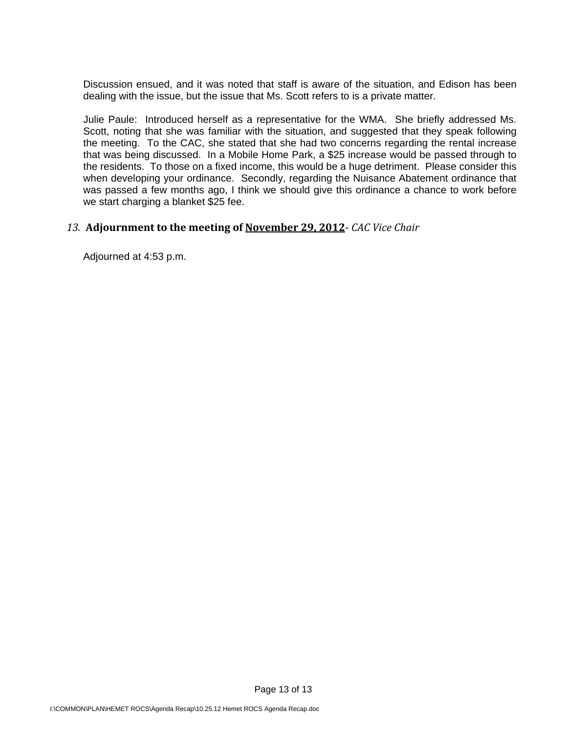Discussion ensued, and it was noted that staff is aware of the situation, and Edison has been dealing with the issue, but the issue that Ms. Scott refers to is a private matter.

Julie Paule: Introduced herself as a representative for the WMA. She briefly addressed Ms. Scott, noting that she was familiar with the situation, and suggested that they speak following the meeting. To the CAC, she stated that she had two concerns regarding the rental increase that was being discussed. In a Mobile Home Park, a $25 increase would be passed through to the residents. To those on a fixed income, this would be a huge detriment. Please consider this when developing your ordinance. Secondly, regarding the Nuisance Abatement ordinance that was passed a few months ago, I think we should give this ordinance a chance to work before we start charging a blanket $25 fee.

### *13.* **Adjournment to the meeting of <u>November 29, 2012</u>**- *CAC Vice Chair*

Adjourned at 4:53 p.m.

I:\COMMON\PLAN\HEMET ROCS\Agenda Recap\10.25.12 Hemet ROCS Agenda Recap.doc